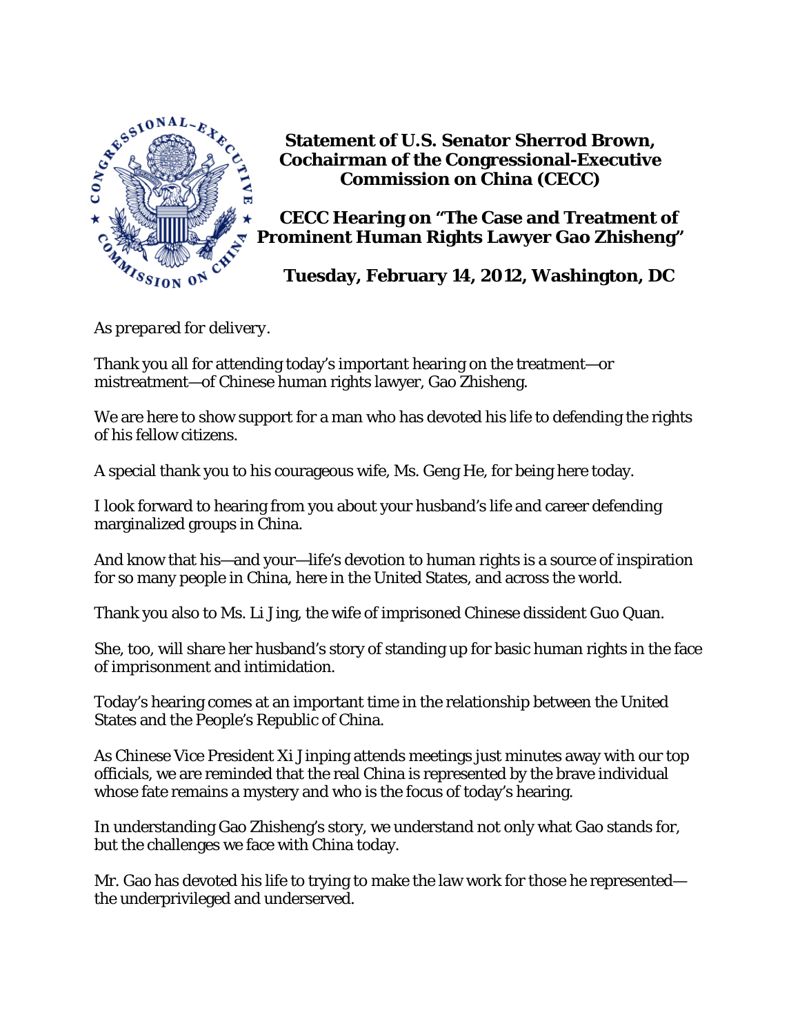**Statement of U.S. Senator Sherrod Brown, Cochairman of the Congressional-Executive Commission on China (CECC)**

**CECC Hearing on "The Case and Treatment of Prominent Human Rights Lawyer Gao Zhisheng"**

**Tuesday, February 14, 2012, Washington, DC**

*As prepared for delivery.*

Thank you all for attending today's important hearing on the treatment—or mistreatment—of Chinese human rights lawyer, Gao Zhisheng.

We are here to show support for a man who has devoted his life to defending the rights of his fellow citizens.

A special thank you to his courageous wife, Ms. Geng He, for being here today.

I look forward to hearing from you about your husband's life and career defending marginalized groups in China.

And know that his—and your—life's devotion to human rights is a source of inspiration for so many people in China, here in the United States, and across the world.

Thank you also to Ms. Li Jing, the wife of imprisoned Chinese dissident Guo Quan.

She, too, will share her husband's story of standing up for basic human rights in the face of imprisonment and intimidation.

Today's hearing comes at an important time in the relationship between the United States and the People's Republic of China.

As Chinese Vice President Xi Jinping attends meetings just minutes away with our top officials, we are reminded that the real China is represented by the brave individual whose fate remains a mystery and who is the focus of today's hearing.

In understanding Gao Zhisheng's story, we understand not only what Gao stands for, but the challenges we face with China today.

Mr. Gao has devoted his life to trying to make the law work for those he represented—the underprivileged and underserved.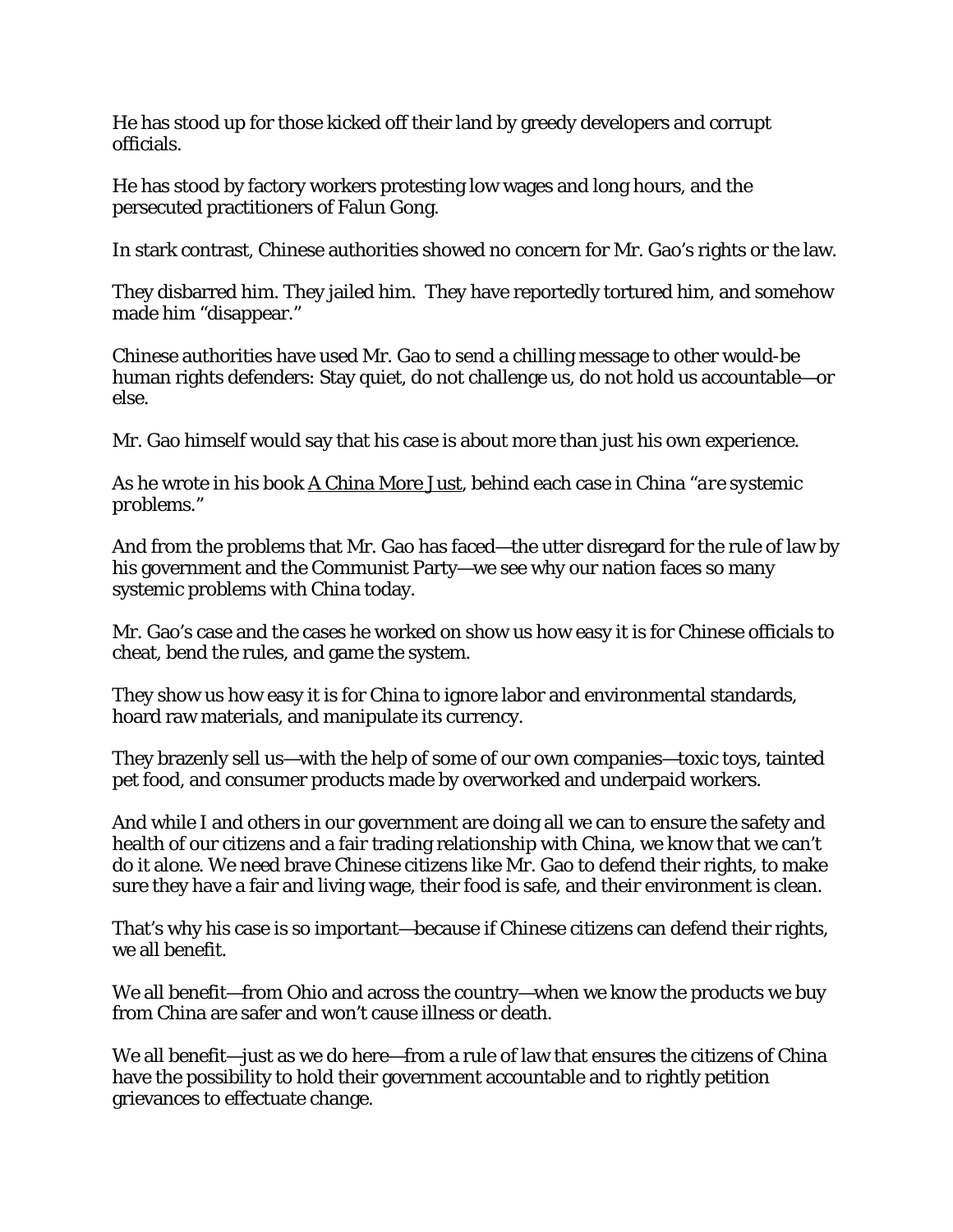He has stood up for those kicked off their land by greedy developers and corrupt officials.

He has stood by factory workers protesting low wages and long hours, and the persecuted practitioners of Falun Gong.

In stark contrast, Chinese authorities showed no concern for Mr. Gao's rights or the law.

They disbarred him. They jailed him. They have reportedly tortured him, and somehow made him "disappear."

Chinese authorities have used Mr. Gao to send a chilling message to other would-be human rights defenders: Stay quiet, do not challenge us, do not hold us accountable—or else.

Mr. Gao himself would say that his case is about more than just his own experience.

As he wrote in his book A China More Just, behind each case in China "*are* systemic problems."

And from the problems that Mr. Gao has faced—the utter disregard for the rule of law by his government and the Communist Party—we see why our nation faces so many systemic problems with China today.

Mr. Gao's case and the cases he worked on show us how easy it is for Chinese officials to cheat, bend the rules, and game the system.

They show us how easy it is for China to ignore labor and environmental standards, hoard raw materials, and manipulate its currency.

They brazenly sell us—with the help of some of our own companies—toxic toys, tainted pet food, and consumer products made by overworked and underpaid workers.

And while I and others in our government are doing all we can to ensure the safety and health of our citizens and a fair trading relationship with China, we know that we can't do it alone. We need brave Chinese citizens like Mr. Gao to defend their rights, to make sure they have a fair and living wage, their food is safe, and their environment is clean.

That's why his case is so important—because if Chinese citizens can defend their rights, we all benefit.

We all benefit—from Ohio and across the country—when we know the products we buy from China are safer and won't cause illness or death.

We all benefit—just as we do here—from a rule of law that ensures the citizens of China have the possibility to hold their government accountable and to rightly petition grievances to effectuate change.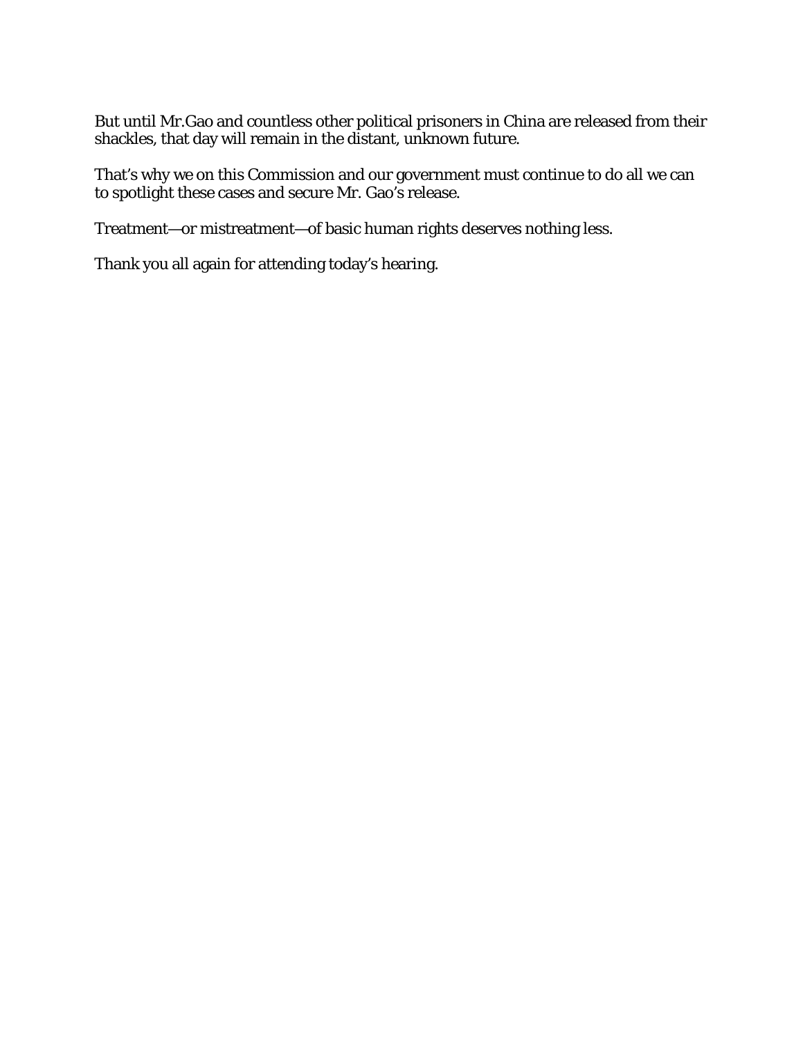But until Mr.Gao and countless other political prisoners in China are released from their shackles, that day will remain in the distant, unknown future.

That's why we on this Commission and our government must continue to do all we can to spotlight these cases and secure Mr. Gao's release.

Treatment—or mistreatment—of basic human rights deserves nothing less.

Thank you all again for attending today's hearing.